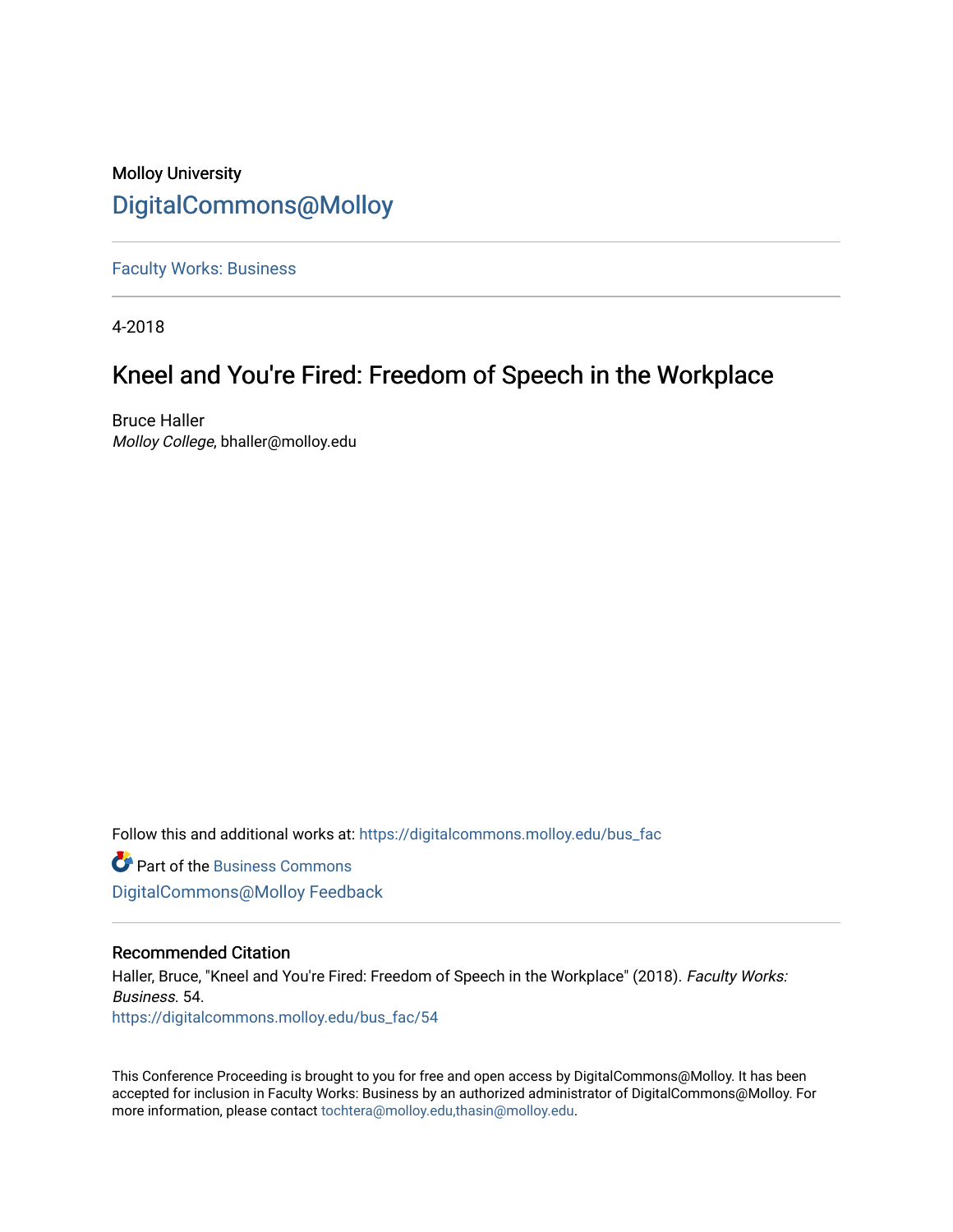Molloy University

DigitalCommons@Molloy

Faculty Works: Business

4-2018

# Kneel and You're Fired: Freedom of Speech in the Workplace

Bruce Haller
*Molloy College*, bhaller@molloy.edu

Follow this and additional works at: https://digitalcommons.molloy.edu/bus_fac

Part of the Business Commons

DigitalCommons@Molloy Feedback

## Recommended Citation

Haller, Bruce, "Kneel and You're Fired: Freedom of Speech in the Workplace" (2018). *Faculty Works: Business*. 54.
https://digitalcommons.molloy.edu/bus_fac/54

This Conference Proceeding is brought to you for free and open access by DigitalCommons@Molloy. It has been accepted for inclusion in Faculty Works: Business by an authorized administrator of DigitalCommons@Molloy. For more information, please contact tochtera@molloy.edu,thasin@molloy.edu.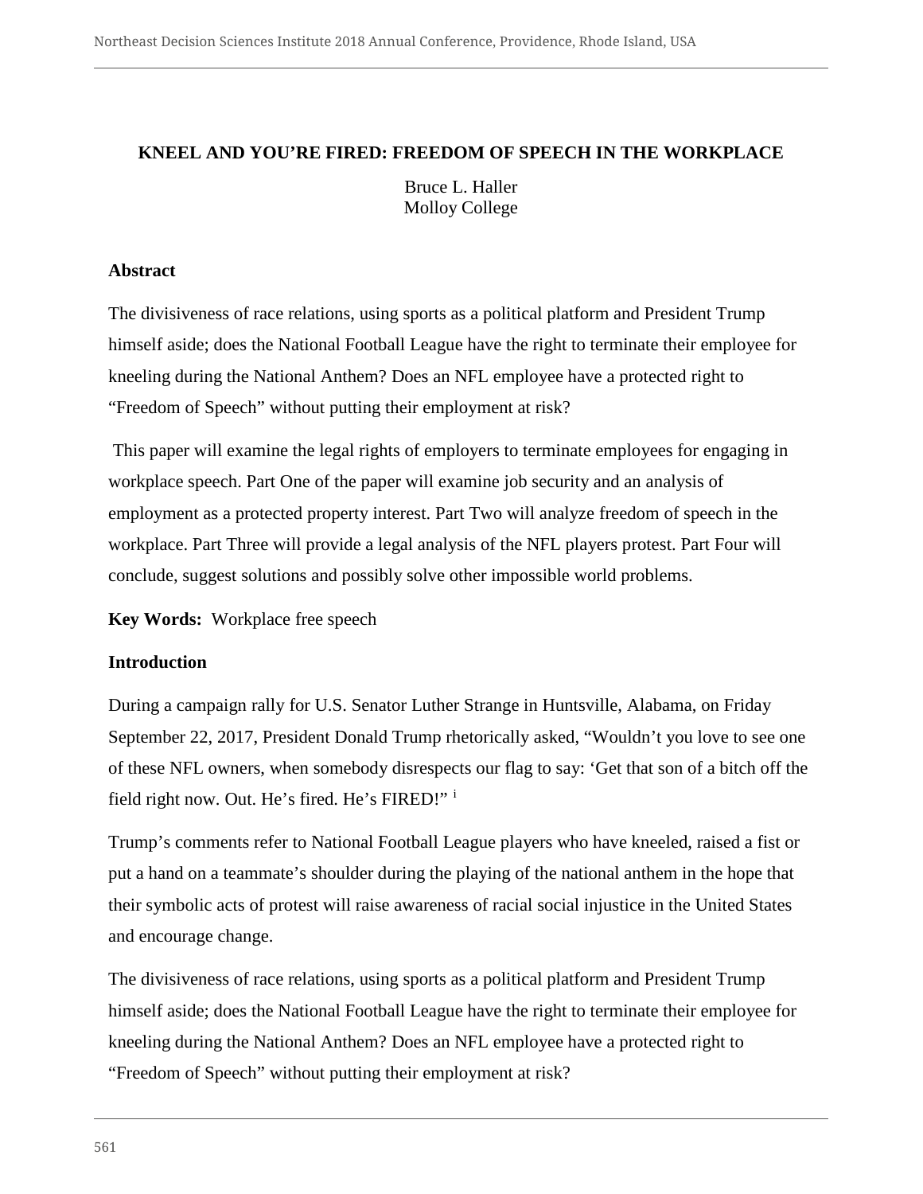**KNEEL AND YOU'RE FIRED: FREEDOM OF SPEECH IN THE WORKPLACE**

Bruce L. Haller
Molloy College

**Abstract**

The divisiveness of race relations, using sports as a political platform and President Trump himself aside; does the National Football League have the right to terminate their employee for kneeling during the National Anthem? Does an NFL employee have a protected right to "Freedom of Speech" without putting their employment at risk?

This paper will examine the legal rights of employers to terminate employees for engaging in workplace speech. Part One of the paper will examine job security and an analysis of employment as a protected property interest. Part Two will analyze freedom of speech in the workplace. Part Three will provide a legal analysis of the NFL players protest. Part Four will conclude, suggest solutions and possibly solve other impossible world problems.

**Key Words:** Workplace free speech

**Introduction**

During a campaign rally for U.S. Senator Luther Strange in Huntsville, Alabama, on Friday September 22, 2017, President Donald Trump rhetorically asked, "Wouldn't you love to see one of these NFL owners, when somebody disrespects our flag to say: 'Get that son of a bitch off the field right now. Out. He's fired. He's FIRED!" [i]

Trump's comments refer to National Football League players who have kneeled, raised a fist or put a hand on a teammate's shoulder during the playing of the national anthem in the hope that their symbolic acts of protest will raise awareness of racial social injustice in the United States and encourage change.

The divisiveness of race relations, using sports as a political platform and President Trump himself aside; does the National Football League have the right to terminate their employee for kneeling during the National Anthem? Does an NFL employee have a protected right to "Freedom of Speech" without putting their employment at risk?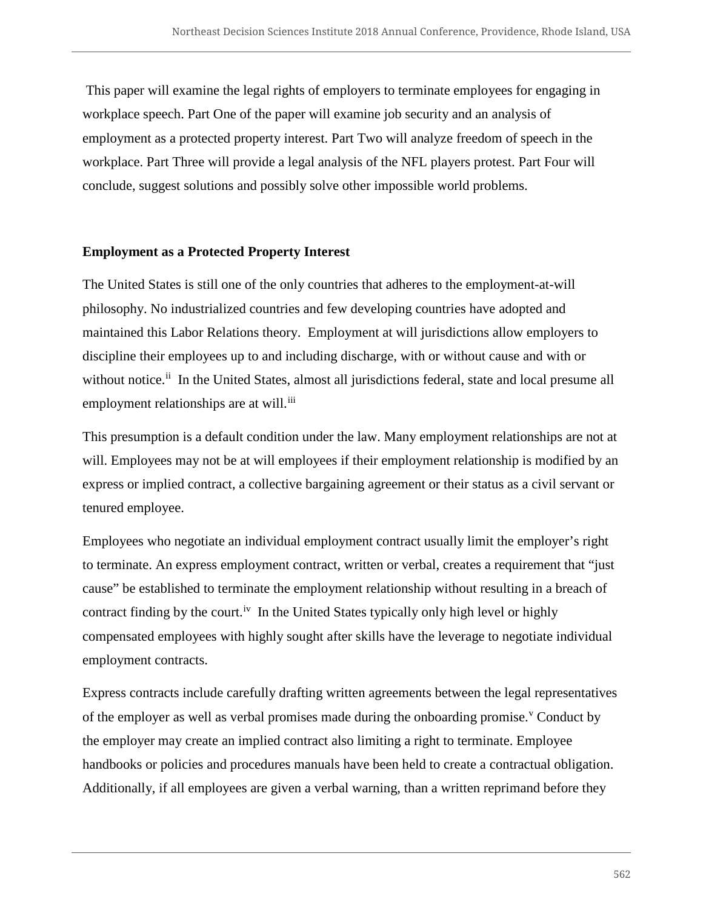This paper will examine the legal rights of employers to terminate employees for engaging in workplace speech. Part One of the paper will examine job security and an analysis of employment as a protected property interest. Part Two will analyze freedom of speech in the workplace. Part Three will provide a legal analysis of the NFL players protest. Part Four will conclude, suggest solutions and possibly solve other impossible world problems.

**Employment as a Protected Property Interest**

The United States is still one of the only countries that adheres to the employment-at-will philosophy. No industrialized countries and few developing countries have adopted and maintained this Labor Relations theory. Employment at will jurisdictions allow employers to discipline their employees up to and including discharge, with or without cause and with or without notice.[ii] In the United States, almost all jurisdictions federal, state and local presume all employment relationships are at will.[iii]

This presumption is a default condition under the law. Many employment relationships are not at will. Employees may not be at will employees if their employment relationship is modified by an express or implied contract, a collective bargaining agreement or their status as a civil servant or tenured employee.

Employees who negotiate an individual employment contract usually limit the employer's right to terminate. An express employment contract, written or verbal, creates a requirement that "just cause" be established to terminate the employment relationship without resulting in a breach of contract finding by the court.[iv] In the United States typically only high level or highly compensated employees with highly sought after skills have the leverage to negotiate individual employment contracts.

Express contracts include carefully drafting written agreements between the legal representatives of the employer as well as verbal promises made during the onboarding promise.[v] Conduct by the employer may create an implied contract also limiting a right to terminate. Employee handbooks or policies and procedures manuals have been held to create a contractual obligation. Additionally, if all employees are given a verbal warning, than a written reprimand before they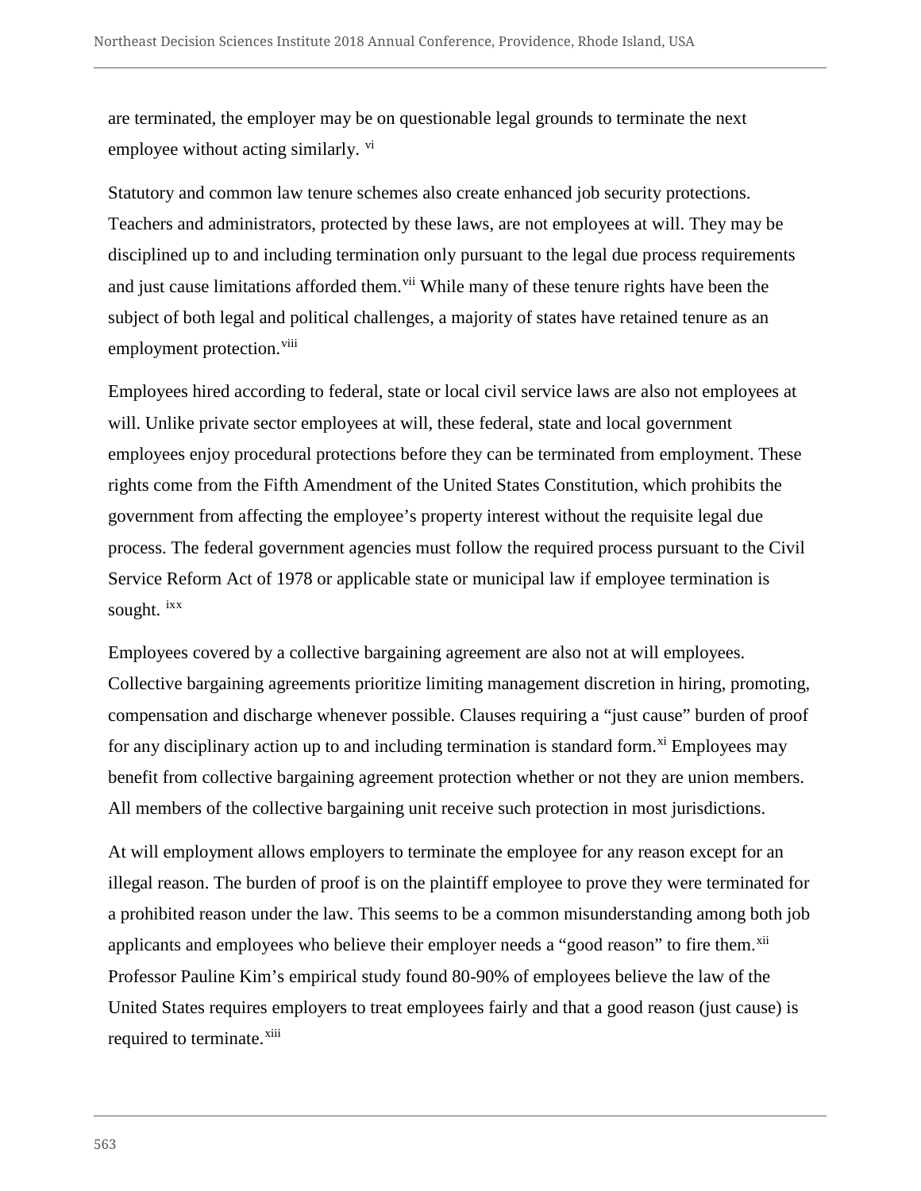are terminated, the employer may be on questionable legal grounds to terminate the next employee without acting similarly. [vi]

Statutory and common law tenure schemes also create enhanced job security protections. Teachers and administrators, protected by these laws, are not employees at will. They may be disciplined up to and including termination only pursuant to the legal due process requirements and just cause limitations afforded them.[vii] While many of these tenure rights have been the subject of both legal and political challenges, a majority of states have retained tenure as an employment protection.[viii]

Employees hired according to federal, state or local civil service laws are also not employees at will. Unlike private sector employees at will, these federal, state and local government employees enjoy procedural protections before they can be terminated from employment. These rights come from the Fifth Amendment of the United States Constitution, which prohibits the government from affecting the employee's property interest without the requisite legal due process. The federal government agencies must follow the required process pursuant to the Civil Service Reform Act of 1978 or applicable state or municipal law if employee termination is sought. [ixx]

Employees covered by a collective bargaining agreement are also not at will employees. Collective bargaining agreements prioritize limiting management discretion in hiring, promoting, compensation and discharge whenever possible. Clauses requiring a "just cause" burden of proof for any disciplinary action up to and including termination is standard form.[xi] Employees may benefit from collective bargaining agreement protection whether or not they are union members. All members of the collective bargaining unit receive such protection in most jurisdictions.

At will employment allows employers to terminate the employee for any reason except for an illegal reason. The burden of proof is on the plaintiff employee to prove they were terminated for a prohibited reason under the law. This seems to be a common misunderstanding among both job applicants and employees who believe their employer needs a "good reason" to fire them.[xii] Professor Pauline Kim's empirical study found 80-90% of employees believe the law of the United States requires employers to treat employees fairly and that a good reason (just cause) is required to terminate.[xiii]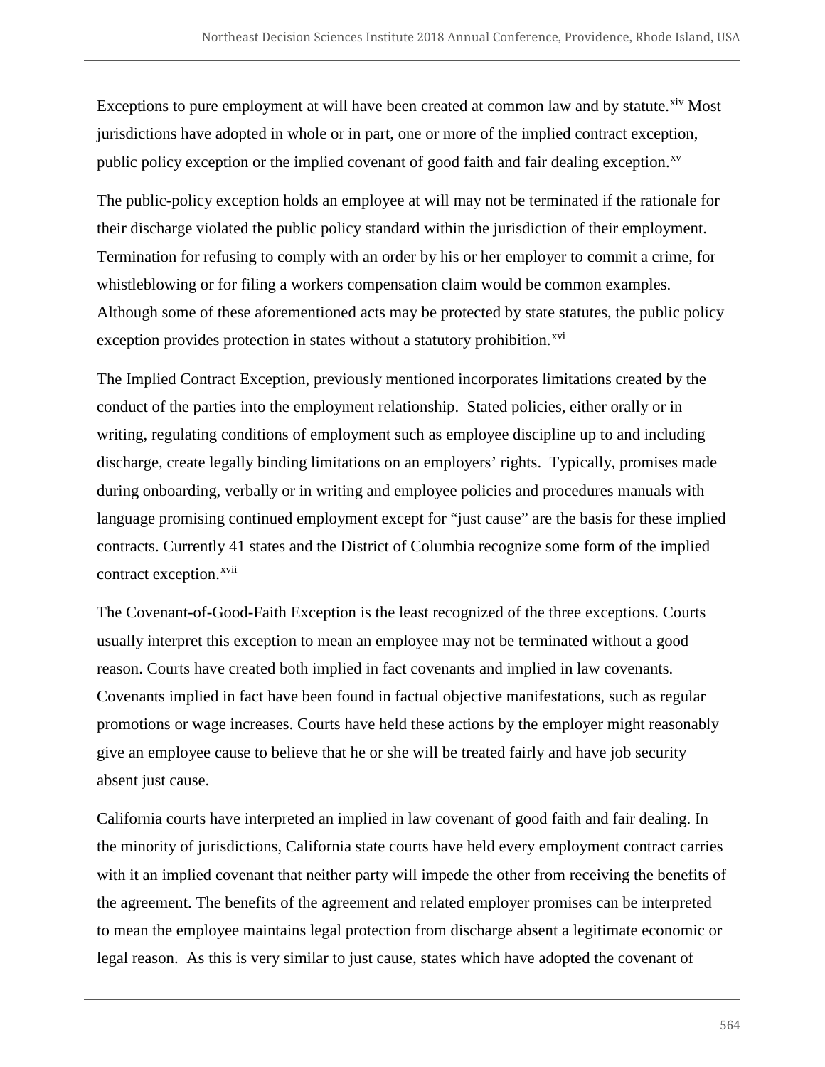Exceptions to pure employment at will have been created at common law and by statute.[xiv] Most jurisdictions have adopted in whole or in part, one or more of the implied contract exception, public policy exception or the implied covenant of good faith and fair dealing exception.[xv]

The public-policy exception holds an employee at will may not be terminated if the rationale for their discharge violated the public policy standard within the jurisdiction of their employment. Termination for refusing to comply with an order by his or her employer to commit a crime, for whistleblowing or for filing a workers compensation claim would be common examples. Although some of these aforementioned acts may be protected by state statutes, the public policy exception provides protection in states without a statutory prohibition.[xvi]

The Implied Contract Exception, previously mentioned incorporates limitations created by the conduct of the parties into the employment relationship. Stated policies, either orally or in writing, regulating conditions of employment such as employee discipline up to and including discharge, create legally binding limitations on an employers' rights. Typically, promises made during onboarding, verbally or in writing and employee policies and procedures manuals with language promising continued employment except for "just cause" are the basis for these implied contracts. Currently 41 states and the District of Columbia recognize some form of the implied contract exception.[xvii]

The Covenant-of-Good-Faith Exception is the least recognized of the three exceptions. Courts usually interpret this exception to mean an employee may not be terminated without a good reason. Courts have created both implied in fact covenants and implied in law covenants. Covenants implied in fact have been found in factual objective manifestations, such as regular promotions or wage increases. Courts have held these actions by the employer might reasonably give an employee cause to believe that he or she will be treated fairly and have job security absent just cause.

California courts have interpreted an implied in law covenant of good faith and fair dealing. In the minority of jurisdictions, California state courts have held every employment contract carries with it an implied covenant that neither party will impede the other from receiving the benefits of the agreement. The benefits of the agreement and related employer promises can be interpreted to mean the employee maintains legal protection from discharge absent a legitimate economic or legal reason. As this is very similar to just cause, states which have adopted the covenant of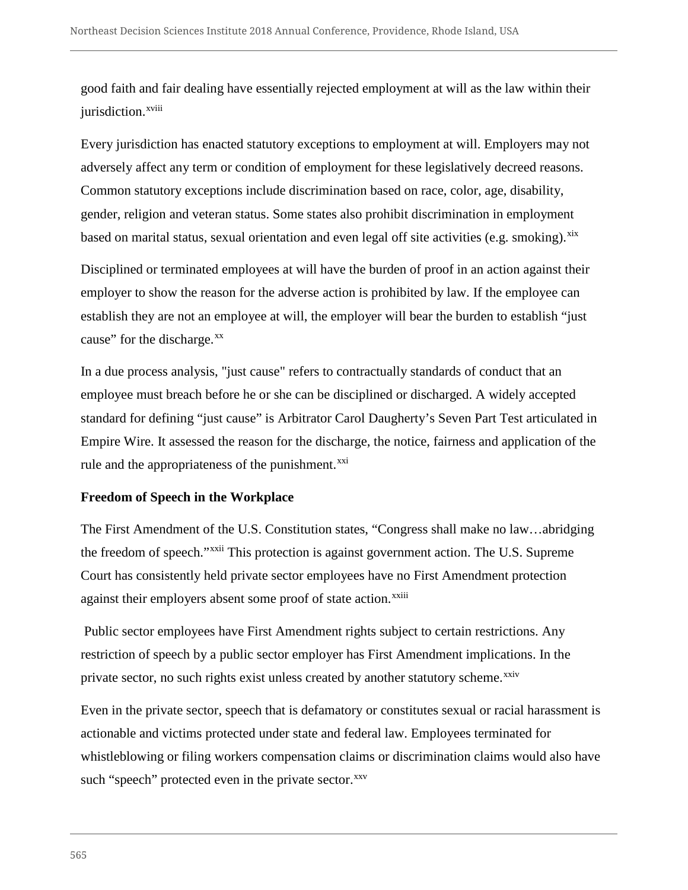good faith and fair dealing have essentially rejected employment at will as the law within their jurisdiction.[xviii]

Every jurisdiction has enacted statutory exceptions to employment at will. Employers may not adversely affect any term or condition of employment for these legislatively decreed reasons. Common statutory exceptions include discrimination based on race, color, age, disability, gender, religion and veteran status. Some states also prohibit discrimination in employment based on marital status, sexual orientation and even legal off site activities (e.g. smoking).[xix]

Disciplined or terminated employees at will have the burden of proof in an action against their employer to show the reason for the adverse action is prohibited by law. If the employee can establish they are not an employee at will, the employer will bear the burden to establish "just cause" for the discharge.[xx]

In a due process analysis, "just cause" refers to contractually standards of conduct that an employee must breach before he or she can be disciplined or discharged. A widely accepted standard for defining "just cause" is Arbitrator Carol Daugherty's Seven Part Test articulated in Empire Wire. It assessed the reason for the discharge, the notice, fairness and application of the rule and the appropriateness of the punishment.[xxi]

**Freedom of Speech in the Workplace**

The First Amendment of the U.S. Constitution states, "Congress shall make no law…abridging the freedom of speech."[xxii] This protection is against government action. The U.S. Supreme Court has consistently held private sector employees have no First Amendment protection against their employers absent some proof of state action.[xxiii]

Public sector employees have First Amendment rights subject to certain restrictions. Any restriction of speech by a public sector employer has First Amendment implications. In the private sector, no such rights exist unless created by another statutory scheme.[xxiv]

Even in the private sector, speech that is defamatory or constitutes sexual or racial harassment is actionable and victims protected under state and federal law. Employees terminated for whistleblowing or filing workers compensation claims or discrimination claims would also have such "speech" protected even in the private sector.[xxv]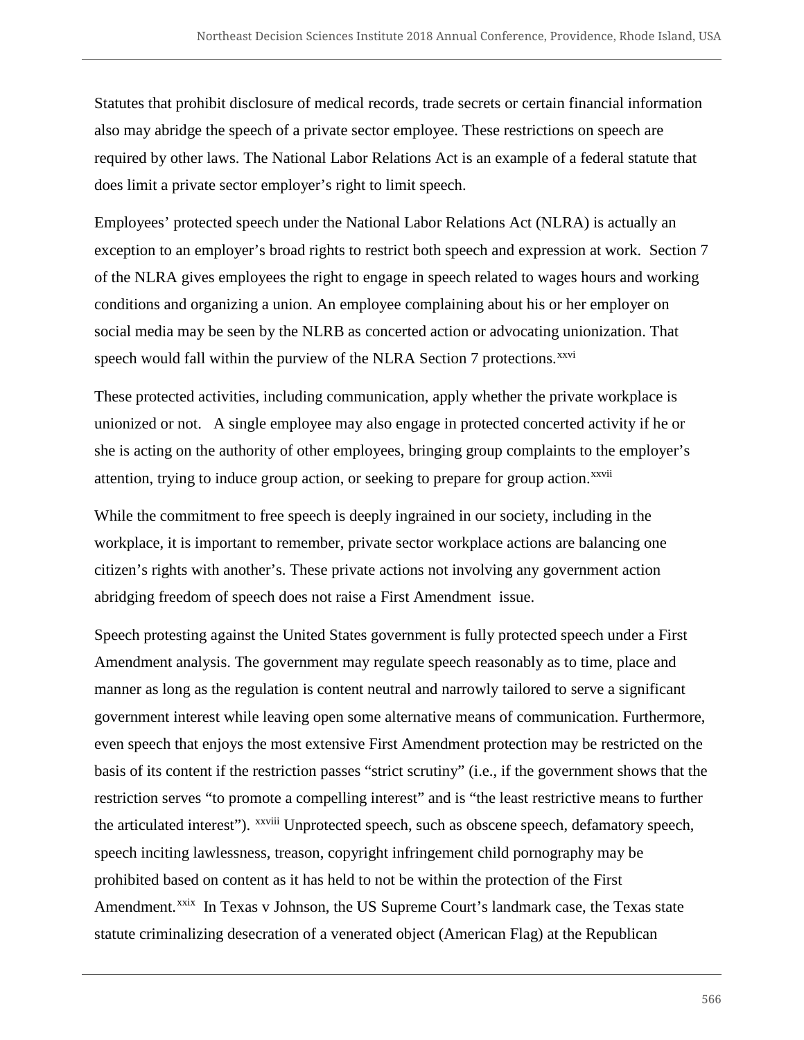Statutes that prohibit disclosure of medical records, trade secrets or certain financial information also may abridge the speech of a private sector employee. These restrictions on speech are required by other laws. The National Labor Relations Act is an example of a federal statute that does limit a private sector employer's right to limit speech.

Employees' protected speech under the National Labor Relations Act (NLRA) is actually an exception to an employer's broad rights to restrict both speech and expression at work. Section 7 of the NLRA gives employees the right to engage in speech related to wages hours and working conditions and organizing a union. An employee complaining about his or her employer on social media may be seen by the NLRB as concerted action or advocating unionization. That speech would fall within the purview of the NLRA Section 7 protections.[xxvi]

These protected activities, including communication, apply whether the private workplace is unionized or not. A single employee may also engage in protected concerted activity if he or she is acting on the authority of other employees, bringing group complaints to the employer's attention, trying to induce group action, or seeking to prepare for group action.[xxvii]

While the commitment to free speech is deeply ingrained in our society, including in the workplace, it is important to remember, private sector workplace actions are balancing one citizen's rights with another's. These private actions not involving any government action abridging freedom of speech does not raise a First Amendment issue.

Speech protesting against the United States government is fully protected speech under a First Amendment analysis. The government may regulate speech reasonably as to time, place and manner as long as the regulation is content neutral and narrowly tailored to serve a significant government interest while leaving open some alternative means of communication. Furthermore, even speech that enjoys the most extensive First Amendment protection may be restricted on the basis of its content if the restriction passes "strict scrutiny" (i.e., if the government shows that the restriction serves "to promote a compelling interest" and is "the least restrictive means to further the articulated interest"). [xxviii] Unprotected speech, such as obscene speech, defamatory speech, speech inciting lawlessness, treason, copyright infringement child pornography may be prohibited based on content as it has held to not be within the protection of the First Amendment.[xxix] In Texas v Johnson, the US Supreme Court's landmark case, the Texas state statute criminalizing desecration of a venerated object (American Flag) at the Republican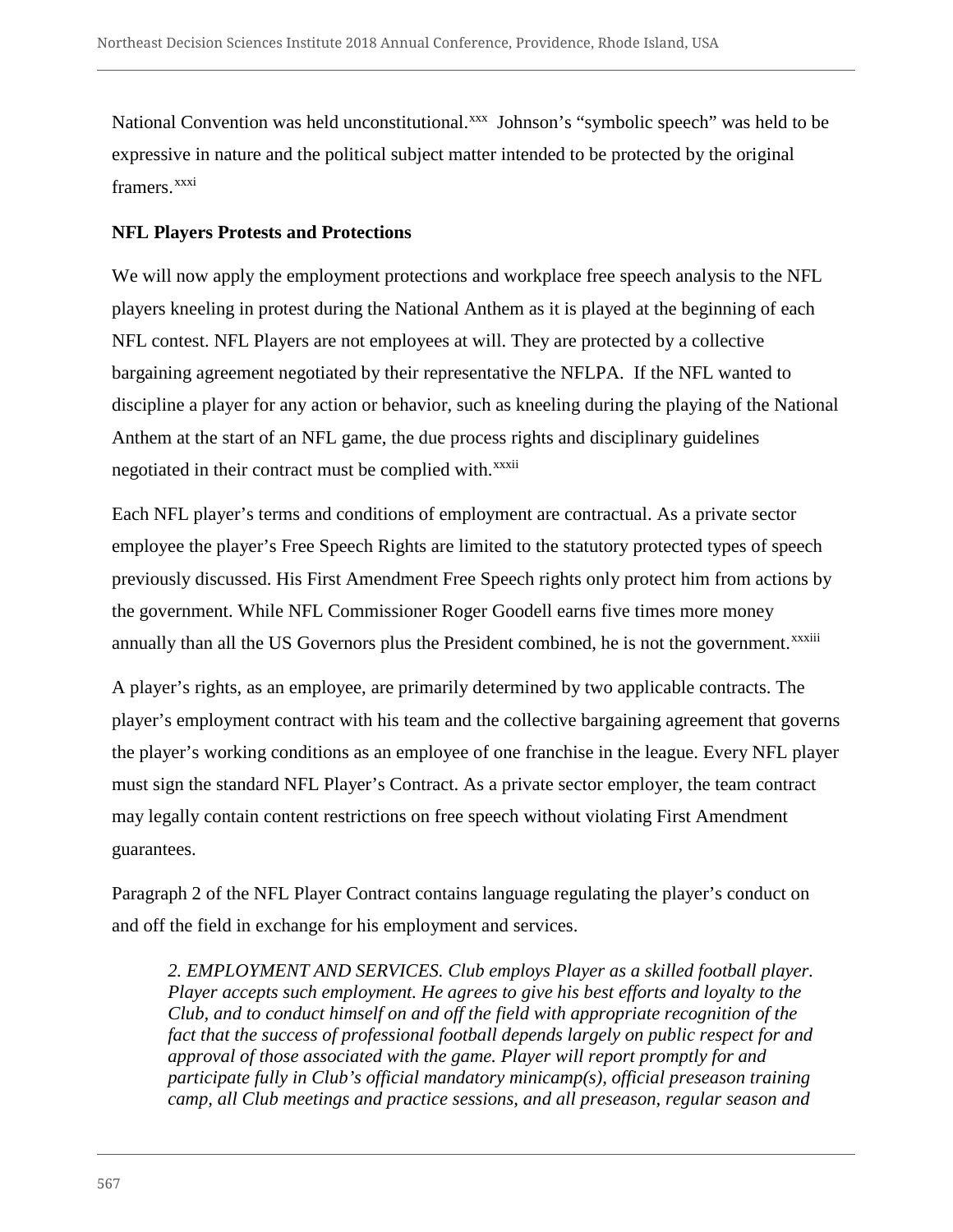National Convention was held unconstitutional.[xxx] Johnson's "symbolic speech" was held to be expressive in nature and the political subject matter intended to be protected by the original framers.[xxxi]

**NFL Players Protests and Protections**

We will now apply the employment protections and workplace free speech analysis to the NFL players kneeling in protest during the National Anthem as it is played at the beginning of each NFL contest. NFL Players are not employees at will. They are protected by a collective bargaining agreement negotiated by their representative the NFLPA. If the NFL wanted to discipline a player for any action or behavior, such as kneeling during the playing of the National Anthem at the start of an NFL game, the due process rights and disciplinary guidelines negotiated in their contract must be complied with.[xxxii]

Each NFL player's terms and conditions of employment are contractual. As a private sector employee the player's Free Speech Rights are limited to the statutory protected types of speech previously discussed. His First Amendment Free Speech rights only protect him from actions by the government. While NFL Commissioner Roger Goodell earns five times more money annually than all the US Governors plus the President combined, he is not the government.[xxxiii]

A player's rights, as an employee, are primarily determined by two applicable contracts. The player's employment contract with his team and the collective bargaining agreement that governs the player's working conditions as an employee of one franchise in the league. Every NFL player must sign the standard NFL Player's Contract. As a private sector employer, the team contract may legally contain content restrictions on free speech without violating First Amendment guarantees.

Paragraph 2 of the NFL Player Contract contains language regulating the player's conduct on and off the field in exchange for his employment and services.

> *2. EMPLOYMENT AND SERVICES. Club employs Player as a skilled football player. Player accepts such employment. He agrees to give his best efforts and loyalty to the Club, and to conduct himself on and off the field with appropriate recognition of the fact that the success of professional football depends largely on public respect for and approval of those associated with the game. Player will report promptly for and participate fully in Club's official mandatory minicamp(s), official preseason training camp, all Club meetings and practice sessions, and all preseason, regular season and*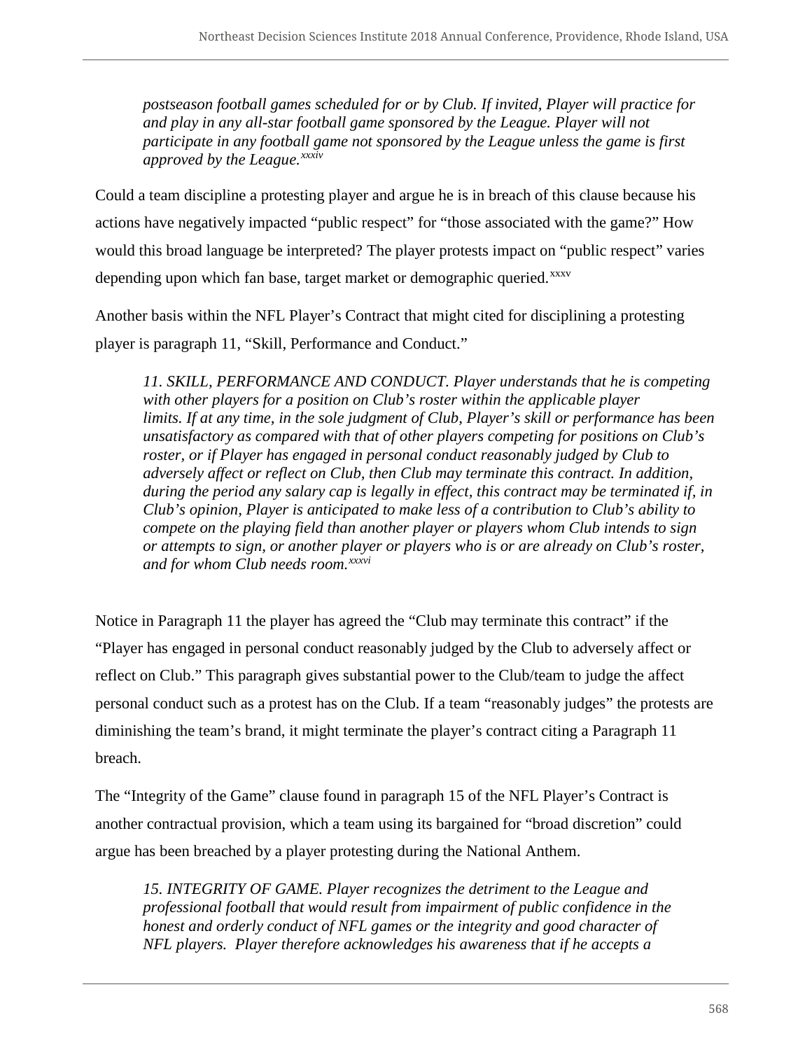*postseason football games scheduled for or by Club. If invited, Player will practice for and play in any all-star football game sponsored by the League. Player will not participate in any football game not sponsored by the League unless the game is first approved by the League.*[xxxiv]

Could a team discipline a protesting player and argue he is in breach of this clause because his actions have negatively impacted "public respect" for "those associated with the game?" How would this broad language be interpreted? The player protests impact on "public respect" varies depending upon which fan base, target market or demographic queried.[xxxv]

Another basis within the NFL Player's Contract that might cited for disciplining a protesting player is paragraph 11, "Skill, Performance and Conduct."

> *11. SKILL, PERFORMANCE AND CONDUCT. Player understands that he is competing with other players for a position on Club's roster within the applicable player limits. If at any time, in the sole judgment of Club, Player's skill or performance has been unsatisfactory as compared with that of other players competing for positions on Club's roster, or if Player has engaged in personal conduct reasonably judged by Club to adversely affect or reflect on Club, then Club may terminate this contract. In addition, during the period any salary cap is legally in effect, this contract may be terminated if, in Club's opinion, Player is anticipated to make less of a contribution to Club's ability to compete on the playing field than another player or players whom Club intends to sign or attempts to sign, or another player or players who is or are already on Club's roster, and for whom Club needs room.*[xxxvi]

Notice in Paragraph 11 the player has agreed the "Club may terminate this contract" if the "Player has engaged in personal conduct reasonably judged by the Club to adversely affect or reflect on Club." This paragraph gives substantial power to the Club/team to judge the affect personal conduct such as a protest has on the Club. If a team "reasonably judges" the protests are diminishing the team's brand, it might terminate the player's contract citing a Paragraph 11 breach.

The "Integrity of the Game" clause found in paragraph 15 of the NFL Player's Contract is another contractual provision, which a team using its bargained for "broad discretion" could argue has been breached by a player protesting during the National Anthem.

> *15. INTEGRITY OF GAME. Player recognizes the detriment to the League and professional football that would result from impairment of public confidence in the honest and orderly conduct of NFL games or the integrity and good character of NFL players. Player therefore acknowledges his awareness that if he accepts a*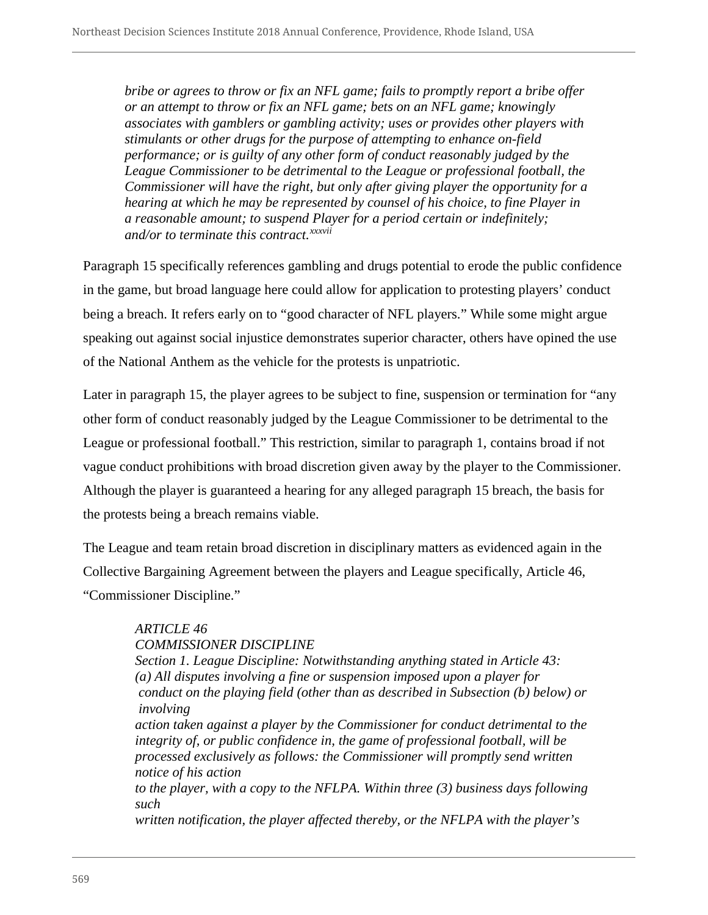> *bribe or agrees to throw or fix an NFL game; fails to promptly report a bribe offer or an attempt to throw or fix an NFL game; bets on an NFL game; knowingly associates with gamblers or gambling activity; uses or provides other players with stimulants or other drugs for the purpose of attempting to enhance on-field performance; or is guilty of any other form of conduct reasonably judged by the League Commissioner to be detrimental to the League or professional football, the Commissioner will have the right, but only after giving player the opportunity for a hearing at which he may be represented by counsel of his choice, to fine Player in a reasonable amount; to suspend Player for a period certain or indefinitely; and/or to terminate this contract.*[xxxvii]

Paragraph 15 specifically references gambling and drugs potential to erode the public confidence in the game, but broad language here could allow for application to protesting players' conduct being a breach. It refers early on to "good character of NFL players." While some might argue speaking out against social injustice demonstrates superior character, others have opined the use of the National Anthem as the vehicle for the protests is unpatriotic.

Later in paragraph 15, the player agrees to be subject to fine, suspension or termination for "any other form of conduct reasonably judged by the League Commissioner to be detrimental to the League or professional football." This restriction, similar to paragraph 1, contains broad if not vague conduct prohibitions with broad discretion given away by the player to the Commissioner. Although the player is guaranteed a hearing for any alleged paragraph 15 breach, the basis for the protests being a breach remains viable.

The League and team retain broad discretion in disciplinary matters as evidenced again in the Collective Bargaining Agreement between the players and League specifically, Article 46, "Commissioner Discipline."

> *ARTICLE 46*
> *COMMISSIONER DISCIPLINE*
> *Section 1. League Discipline: Notwithstanding anything stated in Article 43:*
> *(a) All disputes involving a fine or suspension imposed upon a player for conduct on the playing field (other than as described in Subsection (b) below) or involving action taken against a player by the Commissioner for conduct detrimental to the integrity of, or public confidence in, the game of professional football, will be processed exclusively as follows: the Commissioner will promptly send written notice of his action to the player, with a copy to the NFLPA. Within three (3) business days following such written notification, the player affected thereby, or the NFLPA with the player's*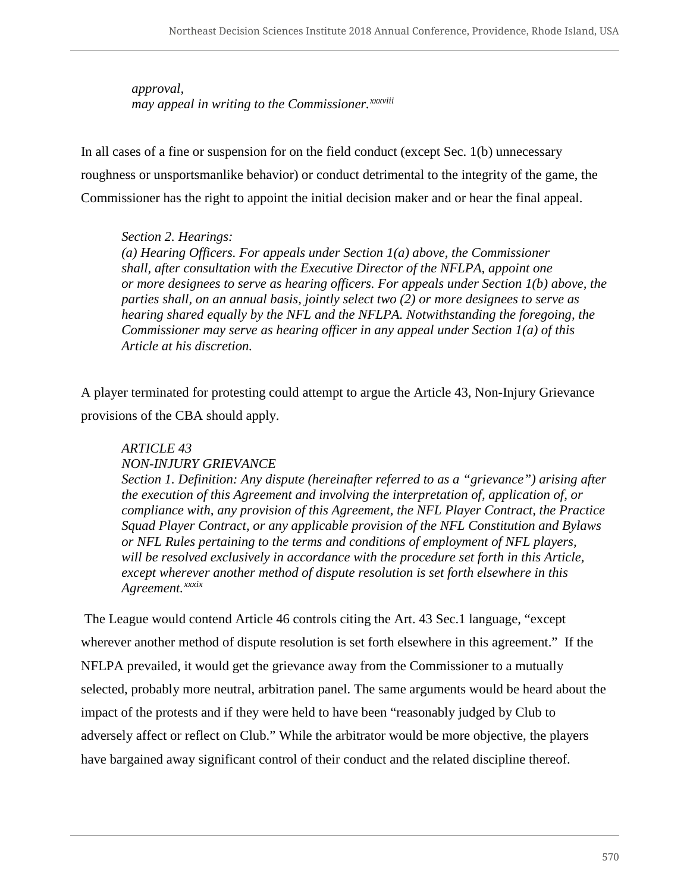> *approval,*
> *may appeal in writing to the Commissioner.*[xxxviii]

In all cases of a fine or suspension for on the field conduct (except Sec. 1(b) unnecessary roughness or unsportsmanlike behavior) or conduct detrimental to the integrity of the game, the Commissioner has the right to appoint the initial decision maker and or hear the final appeal.

> *Section 2. Hearings:*
> *(a) Hearing Officers. For appeals under Section 1(a) above, the Commissioner shall, after consultation with the Executive Director of the NFLPA, appoint one or more designees to serve as hearing officers. For appeals under Section 1(b) above, the parties shall, on an annual basis, jointly select two (2) or more designees to serve as hearing shared equally by the NFL and the NFLPA. Notwithstanding the foregoing, the Commissioner may serve as hearing officer in any appeal under Section 1(a) of this Article at his discretion.*

A player terminated for protesting could attempt to argue the Article 43, Non-Injury Grievance provisions of the CBA should apply.

> *ARTICLE 43*
> *NON-INJURY GRIEVANCE*
> *Section 1. Definition: Any dispute (hereinafter referred to as a "grievance") arising after the execution of this Agreement and involving the interpretation of, application of, or compliance with, any provision of this Agreement, the NFL Player Contract, the Practice Squad Player Contract, or any applicable provision of the NFL Constitution and Bylaws or NFL Rules pertaining to the terms and conditions of employment of NFL players, will be resolved exclusively in accordance with the procedure set forth in this Article, except wherever another method of dispute resolution is set forth elsewhere in this Agreement.*[xxxix]

The League would contend Article 46 controls citing the Art. 43 Sec.1 language, "except wherever another method of dispute resolution is set forth elsewhere in this agreement." If the NFLPA prevailed, it would get the grievance away from the Commissioner to a mutually selected, probably more neutral, arbitration panel. The same arguments would be heard about the impact of the protests and if they were held to have been "reasonably judged by Club to adversely affect or reflect on Club." While the arbitrator would be more objective, the players have bargained away significant control of their conduct and the related discipline thereof.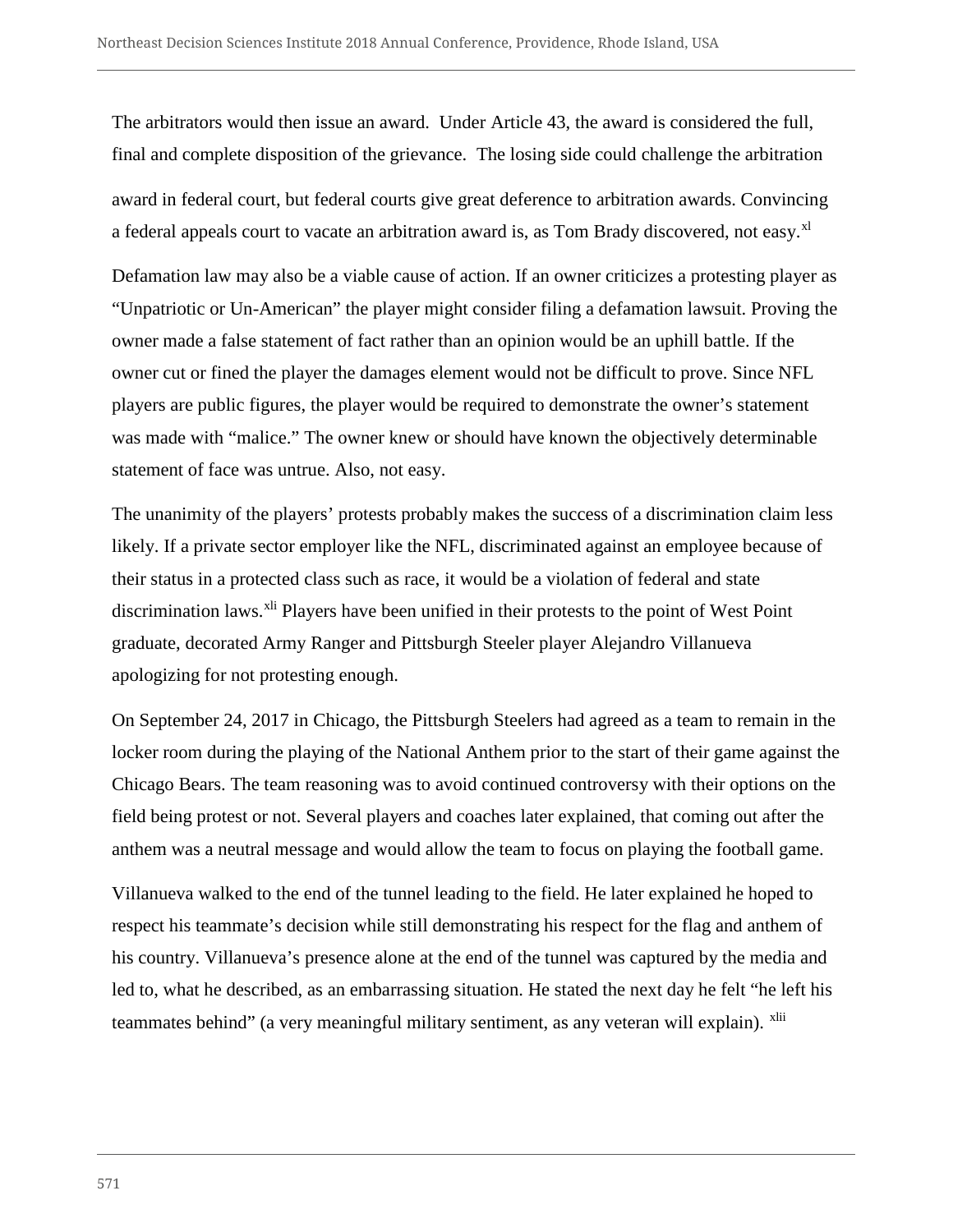The arbitrators would then issue an award. Under Article 43, the award is considered the full, final and complete disposition of the grievance. The losing side could challenge the arbitration award in federal court, but federal courts give great deference to arbitration awards. Convincing a federal appeals court to vacate an arbitration award is, as Tom Brady discovered, not easy.[xl]

Defamation law may also be a viable cause of action. If an owner criticizes a protesting player as "Unpatriotic or Un-American" the player might consider filing a defamation lawsuit. Proving the owner made a false statement of fact rather than an opinion would be an uphill battle. If the owner cut or fined the player the damages element would not be difficult to prove. Since NFL players are public figures, the player would be required to demonstrate the owner's statement was made with "malice." The owner knew or should have known the objectively determinable statement of face was untrue. Also, not easy.

The unanimity of the players' protests probably makes the success of a discrimination claim less likely. If a private sector employer like the NFL, discriminated against an employee because of their status in a protected class such as race, it would be a violation of federal and state discrimination laws.[xli] Players have been unified in their protests to the point of West Point graduate, decorated Army Ranger and Pittsburgh Steeler player Alejandro Villanueva apologizing for not protesting enough.

On September 24, 2017 in Chicago, the Pittsburgh Steelers had agreed as a team to remain in the locker room during the playing of the National Anthem prior to the start of their game against the Chicago Bears. The team reasoning was to avoid continued controversy with their options on the field being protest or not. Several players and coaches later explained, that coming out after the anthem was a neutral message and would allow the team to focus on playing the football game.

Villanueva walked to the end of the tunnel leading to the field. He later explained he hoped to respect his teammate's decision while still demonstrating his respect for the flag and anthem of his country. Villanueva's presence alone at the end of the tunnel was captured by the media and led to, what he described, as an embarrassing situation. He stated the next day he felt "he left his teammates behind" (a very meaningful military sentiment, as any veteran will explain). [xlii]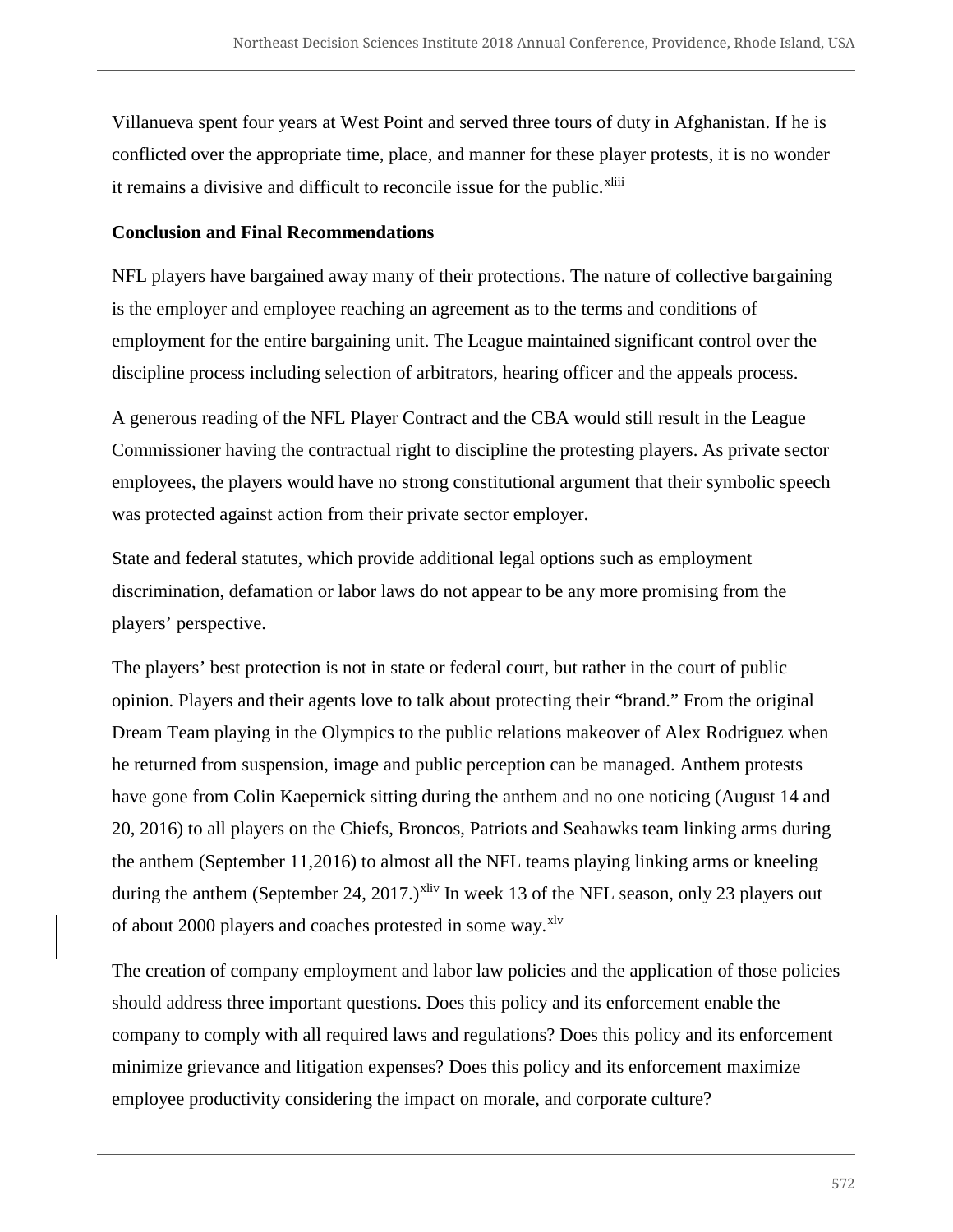Villanueva spent four years at West Point and served three tours of duty in Afghanistan. If he is conflicted over the appropriate time, place, and manner for these player protests, it is no wonder it remains a divisive and difficult to reconcile issue for the public.[xliii]

**Conclusion and Final Recommendations**

NFL players have bargained away many of their protections. The nature of collective bargaining is the employer and employee reaching an agreement as to the terms and conditions of employment for the entire bargaining unit. The League maintained significant control over the discipline process including selection of arbitrators, hearing officer and the appeals process.

A generous reading of the NFL Player Contract and the CBA would still result in the League Commissioner having the contractual right to discipline the protesting players. As private sector employees, the players would have no strong constitutional argument that their symbolic speech was protected against action from their private sector employer.

State and federal statutes, which provide additional legal options such as employment discrimination, defamation or labor laws do not appear to be any more promising from the players' perspective.

The players' best protection is not in state or federal court, but rather in the court of public opinion. Players and their agents love to talk about protecting their "brand." From the original Dream Team playing in the Olympics to the public relations makeover of Alex Rodriguez when he returned from suspension, image and public perception can be managed. Anthem protests have gone from Colin Kaepernick sitting during the anthem and no one noticing (August 14 and 20, 2016) to all players on the Chiefs, Broncos, Patriots and Seahawks team linking arms during the anthem (September 11,2016) to almost all the NFL teams playing linking arms or kneeling during the anthem (September 24, 2017.)[xliv] In week 13 of the NFL season, only 23 players out of about 2000 players and coaches protested in some way.[xlv]

The creation of company employment and labor law policies and the application of those policies should address three important questions. Does this policy and its enforcement enable the company to comply with all required laws and regulations? Does this policy and its enforcement minimize grievance and litigation expenses? Does this policy and its enforcement maximize employee productivity considering the impact on morale, and corporate culture?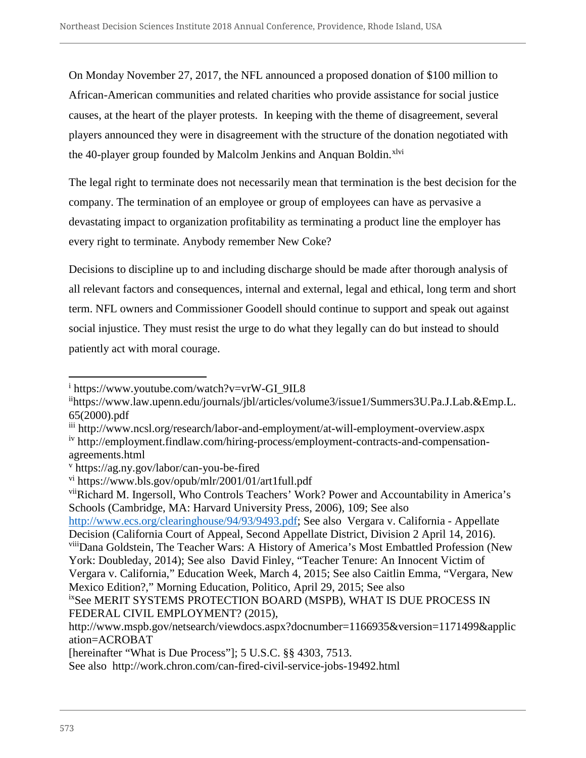On Monday November 27, 2017, the NFL announced a proposed donation of $100 million to African-American communities and related charities who provide assistance for social justice causes, at the heart of the player protests. In keeping with the theme of disagreement, several players announced they were in disagreement with the structure of the donation negotiated with the 40-player group founded by Malcolm Jenkins and Anquan Boldin.[xlvi]

The legal right to terminate does not necessarily mean that termination is the best decision for the company. The termination of an employee or group of employees can have as pervasive a devastating impact to organization profitability as terminating a product line the employer has every right to terminate. Anybody remember New Coke?

Decisions to discipline up to and including discharge should be made after thorough analysis of all relevant factors and consequences, internal and external, legal and ethical, long term and short term. NFL owners and Commissioner Goodell should continue to support and speak out against social injustice. They must resist the urge to do what they legally can do but instead to should patiently act with moral courage.

---

[i] https://www.youtube.com/watch?v=vrW-GI_9IL8

[ii]https://www.law.upenn.edu/journals/jbl/articles/volume3/issue1/Summers3U.Pa.J.Lab.&Emp.L.65(2000).pdf

[iii] http://www.ncsl.org/research/labor-and-employment/at-will-employment-overview.aspx

[iv] http://employment.findlaw.com/hiring-process/employment-contracts-and-compensation-agreements.html

[v] https://ag.ny.gov/labor/can-you-be-fired

[vi] https://www.bls.gov/opub/mlr/2001/01/art1full.pdf

[vii]Richard M. Ingersoll, Who Controls Teachers' Work? Power and Accountability in America's Schools (Cambridge, MA: Harvard University Press, 2006), 109; See also http://www.ecs.org/clearinghouse/94/93/9493.pdf; See also Vergara v. California - Appellate Decision (California Court of Appeal, Second Appellate District, Division 2 April 14, 2016).

[viii]Dana Goldstein, The Teacher Wars: A History of America's Most Embattled Profession (New York: Doubleday, 2014); See also David Finley, "Teacher Tenure: An Innocent Victim of Vergara v. California," Education Week, March 4, 2015; See also Caitlin Emma, "Vergara, New Mexico Edition?," Morning Education, Politico, April 29, 2015; See also

[ix]See MERIT SYSTEMS PROTECTION BOARD (MSPB), WHAT IS DUE PROCESS IN FEDERAL CIVIL EMPLOYMENT? (2015),
http://www.mspb.gov/netsearch/viewdocs.aspx?docnumber=1166935&version=1171499&application=ACROBAT
[hereinafter "What is Due Process"]; 5 U.S.C. §§ 4303, 7513.
See also http://work.chron.com/can-fired-civil-service-jobs-19492.html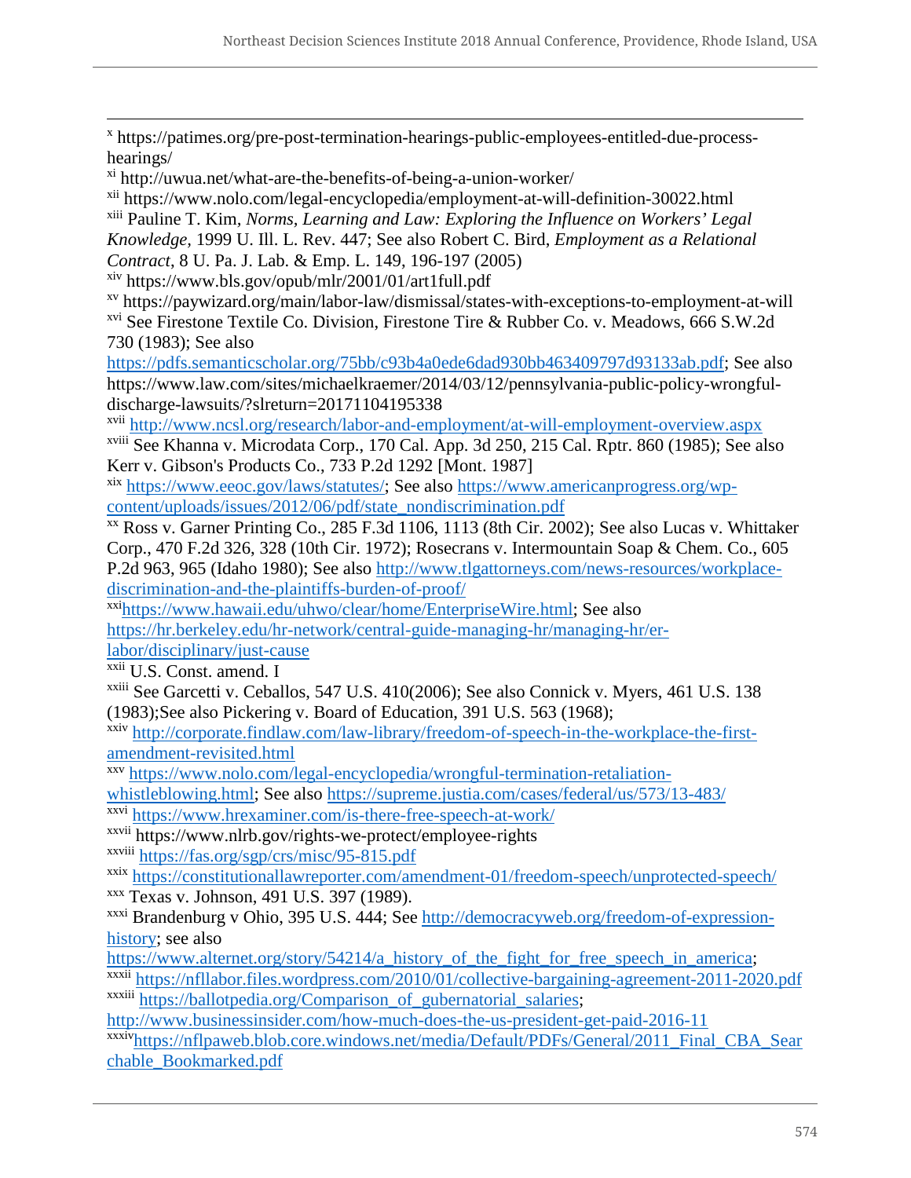[x] https://patimes.org/pre-post-termination-hearings-public-employees-entitled-due-process-hearings/

[xi] http://uwua.net/what-are-the-benefits-of-being-a-union-worker/

[xii] https://www.nolo.com/legal-encyclopedia/employment-at-will-definition-30022.html

[xiii] Pauline T. Kim, *Norms, Learning and Law: Exploring the Influence on Workers' Legal Knowledge*, 1999 U. Ill. L. Rev. 447; See also Robert C. Bird, *Employment as a Relational Contract*, 8 U. Pa. J. Lab. & Emp. L. 149, 196-197 (2005)

[xiv] https://www.bls.gov/opub/mlr/2001/01/art1full.pdf

[xv] https://paywizard.org/main/labor-law/dismissal/states-with-exceptions-to-employment-at-will

[xvi] See Firestone Textile Co. Division, Firestone Tire & Rubber Co. v. Meadows, 666 S.W.2d 730 (1983); See also https://pdfs.semanticscholar.org/75bb/c93b4a0ede6dad930bb463409797d93133ab.pdf; See also https://www.law.com/sites/michaelkraemer/2014/03/12/pennsylvania-public-policy-wrongful-discharge-lawsuits/?slreturn=20171104195338

[xvii] http://www.ncsl.org/research/labor-and-employment/at-will-employment-overview.aspx

[xviii] See Khanna v. Microdata Corp., 170 Cal. App. 3d 250, 215 Cal. Rptr. 860 (1985); See also Kerr v. Gibson's Products Co., 733 P.2d 1292 [Mont. 1987]

[xix] https://www.eeoc.gov/laws/statutes/; See also https://www.americanprogress.org/wp-content/uploads/issues/2012/06/pdf/state_nondiscrimination.pdf

[xx] Ross v. Garner Printing Co., 285 F.3d 1106, 1113 (8th Cir. 2002); See also Lucas v. Whittaker Corp., 470 F.2d 326, 328 (10th Cir. 1972); Rosecrans v. Intermountain Soap & Chem. Co., 605 P.2d 963, 965 (Idaho 1980); See also http://www.tlgattorneys.com/news-resources/workplace-discrimination-and-the-plaintiffs-burden-of-proof/

[xxi] https://www.hawaii.edu/uhwo/clear/home/EnterpriseWire.html; See also https://hr.berkeley.edu/hr-network/central-guide-managing-hr/managing-hr/er-labor/disciplinary/just-cause

[xxii] U.S. Const. amend. I

[xxiii] See Garcetti v. Ceballos, 547 U.S. 410(2006); See also Connick v. Myers, 461 U.S. 138 (1983);See also Pickering v. Board of Education, 391 U.S. 563 (1968);

[xxiv] http://corporate.findlaw.com/law-library/freedom-of-speech-in-the-workplace-the-first-amendment-revisited.html

[xxv] https://www.nolo.com/legal-encyclopedia/wrongful-termination-retaliation-whistleblowing.html; See also https://supreme.justia.com/cases/federal/us/573/13-483/

[xxvi] https://www.hrexaminer.com/is-there-free-speech-at-work/

[xxvii] https://www.nlrb.gov/rights-we-protect/employee-rights

[xxviii] https://fas.org/sgp/crs/misc/95-815.pdf

[xxix] https://constitutionallawreporter.com/amendment-01/freedom-speech/unprotected-speech/

[xxx] Texas v. Johnson, 491 U.S. 397 (1989).

[xxxi] Brandenburg v Ohio, 395 U.S. 444; See http://democracyweb.org/freedom-of-expression-history; see also https://www.alternet.org/story/54214/a_history_of_the_fight_for_free_speech_in_america;

[xxxii] https://nfllabor.files.wordpress.com/2010/01/collective-bargaining-agreement-2011-2020.pdf

[xxxiii] https://ballotpedia.org/Comparison_of_gubernatorial_salaries; http://www.businessinsider.com/how-much-does-the-us-president-get-paid-2016-11

[xxxiv] https://nflpaweb.blob.core.windows.net/media/Default/PDFs/General/2011_Final_CBA_Searchable_Bookmarked.pdf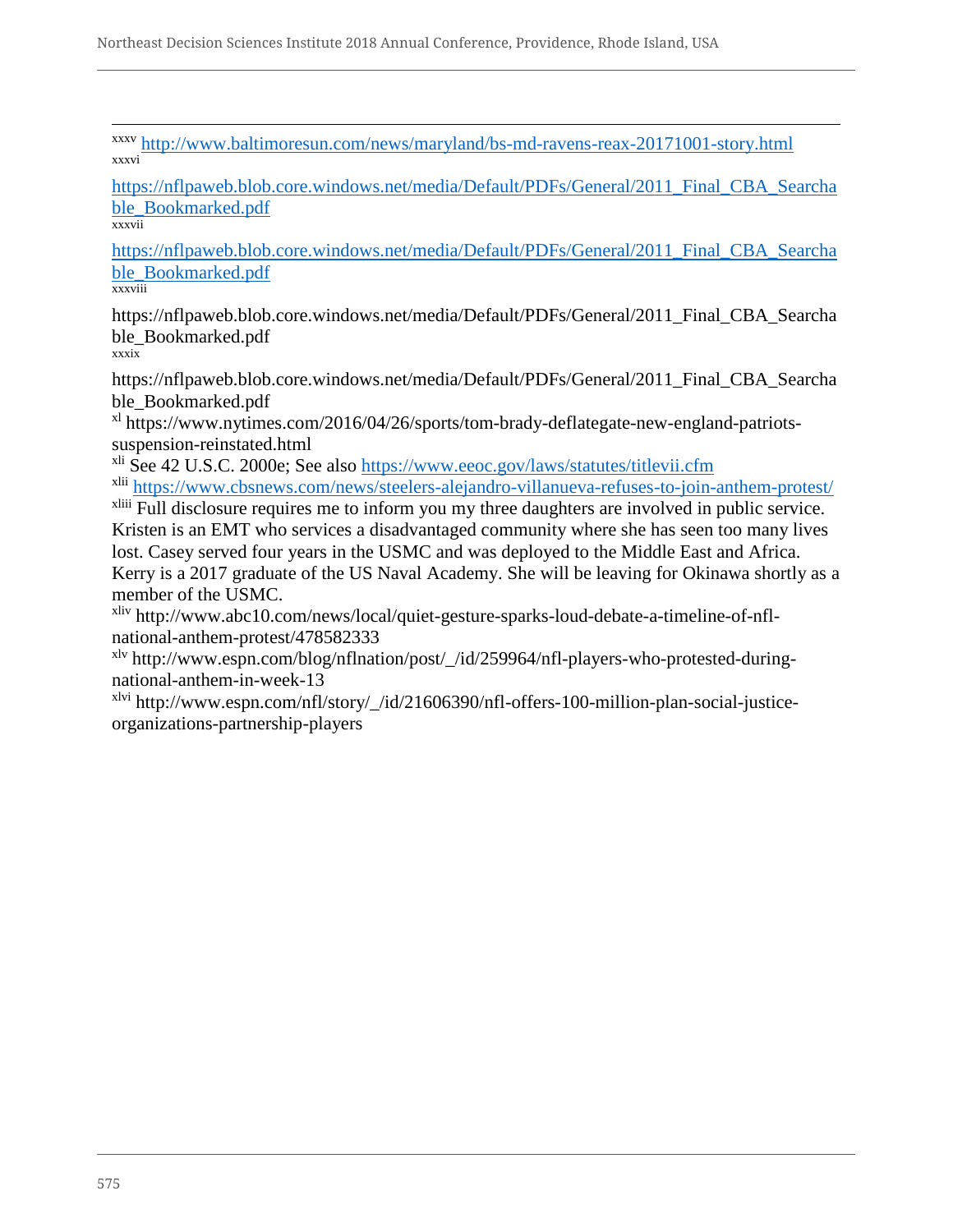[xxxv] http://www.baltimoresun.com/news/maryland/bs-md-ravens-reax-20171001-story.html

[xxxvi] https://nflpaweb.blob.core.windows.net/media/Default/PDFs/General/2011_Final_CBA_Searchable_Bookmarked.pdf

[xxxvii] https://nflpaweb.blob.core.windows.net/media/Default/PDFs/General/2011_Final_CBA_Searchable_Bookmarked.pdf

[xxxviii] https://nflpaweb.blob.core.windows.net/media/Default/PDFs/General/2011_Final_CBA_Searchable_Bookmarked.pdf

[xxxix] https://nflpaweb.blob.core.windows.net/media/Default/PDFs/General/2011_Final_CBA_Searchable_Bookmarked.pdf

[xl] https://www.nytimes.com/2016/04/26/sports/tom-brady-deflategate-new-england-patriots-suspension-reinstated.html

[xli] See 42 U.S.C. 2000e; See also https://www.eeoc.gov/laws/statutes/titlevii.cfm

[xlii] https://www.cbsnews.com/news/steelers-alejandro-villanueva-refuses-to-join-anthem-protest/

[xliii] Full disclosure requires me to inform you my three daughters are involved in public service. Kristen is an EMT who services a disadvantaged community where she has seen too many lives lost. Casey served four years in the USMC and was deployed to the Middle East and Africa. Kerry is a 2017 graduate of the US Naval Academy. She will be leaving for Okinawa shortly as a member of the USMC.

[xliv] http://www.abc10.com/news/local/quiet-gesture-sparks-loud-debate-a-timeline-of-nfl-national-anthem-protest/478582333

[xlv] http://www.espn.com/blog/nflnation/post/_/id/259964/nfl-players-who-protested-during-national-anthem-in-week-13

[xlvi] http://www.espn.com/nfl/story/_/id/21606390/nfl-offers-100-million-plan-social-justice-organizations-partnership-players